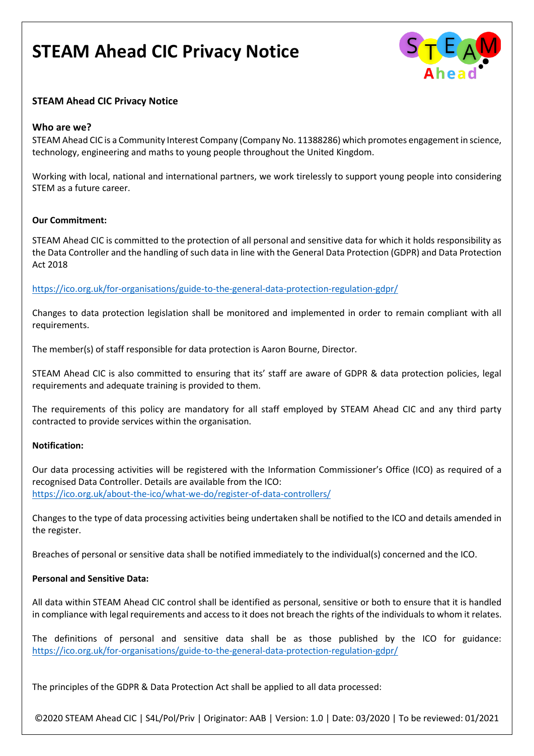# STEAM Ahead CIC Privacy Notice

**STEAM Ahead CIC Privacy Notice**

### Who are we?

STEAM Ahead CIC is a Community Interest Company (Company No. 11388286) which promotes engagement in science, technology, engineering and maths to young people throughout the United Kingdom.

Working with local, national and international partners, we work tirelessly to support young people into considering STEM as a future career.

**Our Commitment:**

STEAM Ahead CIC is committed to the protection of all personal and sensitive data for which it holds responsibility as the Data Controller and the handling of such data in line with the General Data Protection (GDPR) and Data Protection Act 2018

https://ico.org.uk/for-organisations/guide-to-the-general-data-protection-regulation-gdpr/

Changes to data protection legislation shall be monitored and implemented in order to remain compliant with all requirements.

The member(s) of staff responsible for data protection is Aaron Bourne, Director.

STEAM Ahead CIC is also committed to ensuring that its' staff are aware of GDPR & data protection policies, legal requirements and adequate training is provided to them.

The requirements of this policy are mandatory for all staff employed by STEAM Ahead CIC and any third party contracted to provide services within the organisation.

**Notification:**

Our data processing activities will be registered with the Information Commissioner's Office (ICO) as required of a recognised Data Controller. Details are available from the ICO: https://ico.org.uk/about-the-ico/what-we-do/register-of-data-controllers/

Changes to the type of data processing activities being undertaken shall be notified to the ICO and details amended in the register.

Breaches of personal or sensitive data shall be notified immediately to the individual(s) concerned and the ICO.

**Personal and Sensitive Data:**

All data within STEAM Ahead CIC control shall be identified as personal, sensitive or both to ensure that it is handled in compliance with legal requirements and access to it does not breach the rights of the individuals to whom it relates.

The definitions of personal and sensitive data shall be as those published by the ICO for guidance: https://ico.org.uk/for-organisations/guide-to-the-general-data-protection-regulation-gdpr/

The principles of the GDPR & Data Protection Act shall be applied to all data processed: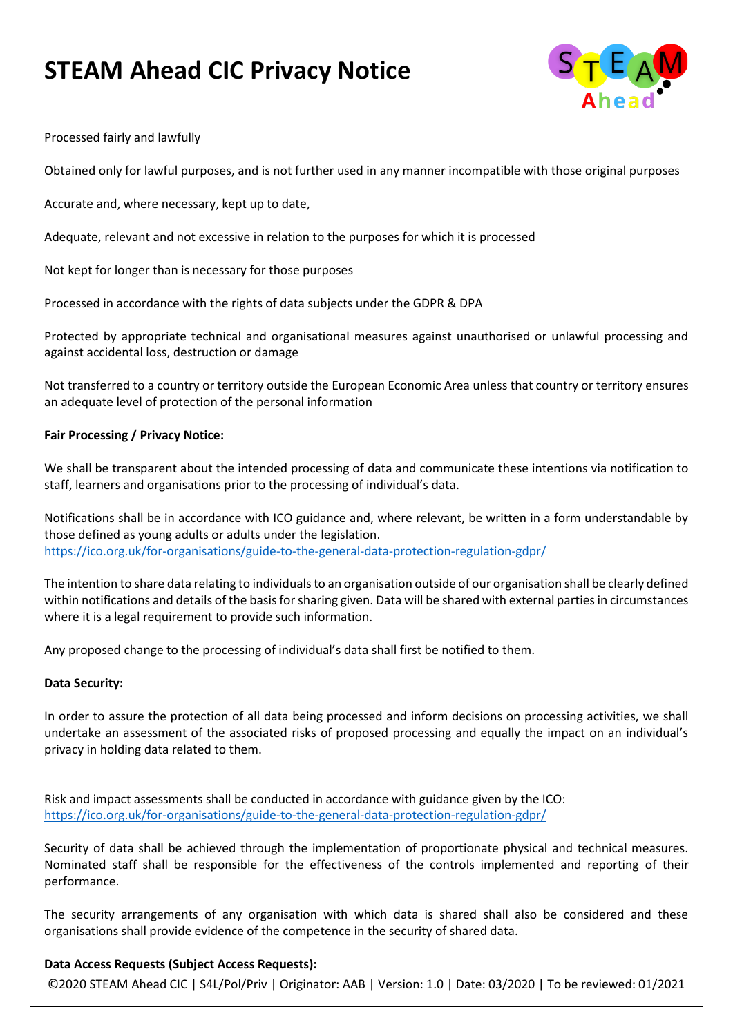# STEAM Ahead CIC Privacy Notice

Processed fairly and lawfully

Obtained only for lawful purposes, and is not further used in any manner incompatible with those original purposes

Accurate and, where necessary, kept up to date,

Adequate, relevant and not excessive in relation to the purposes for which it is processed

Not kept for longer than is necessary for those purposes

Processed in accordance with the rights of data subjects under the GDPR & DPA

Protected by appropriate technical and organisational measures against unauthorised or unlawful processing and against accidental loss, destruction or damage

Not transferred to a country or territory outside the European Economic Area unless that country or territory ensures an adequate level of protection of the personal information

**Fair Processing / Privacy Notice:**

We shall be transparent about the intended processing of data and communicate these intentions via notification to staff, learners and organisations prior to the processing of individual's data.

Notifications shall be in accordance with ICO guidance and, where relevant, be written in a form understandable by those defined as young adults or adults under the legislation.
https://ico.org.uk/for-organisations/guide-to-the-general-data-protection-regulation-gdpr/

The intention to share data relating to individuals to an organisation outside of our organisation shall be clearly defined within notifications and details of the basis for sharing given. Data will be shared with external parties in circumstances where it is a legal requirement to provide such information.

Any proposed change to the processing of individual's data shall first be notified to them.

**Data Security:**

In order to assure the protection of all data being processed and inform decisions on processing activities, we shall undertake an assessment of the associated risks of proposed processing and equally the impact on an individual's privacy in holding data related to them.

Risk and impact assessments shall be conducted in accordance with guidance given by the ICO:
https://ico.org.uk/for-organisations/guide-to-the-general-data-protection-regulation-gdpr/

Security of data shall be achieved through the implementation of proportionate physical and technical measures. Nominated staff shall be responsible for the effectiveness of the controls implemented and reporting of their performance.

The security arrangements of any organisation with which data is shared shall also be considered and these organisations shall provide evidence of the competence in the security of shared data.

**Data Access Requests (Subject Access Requests):**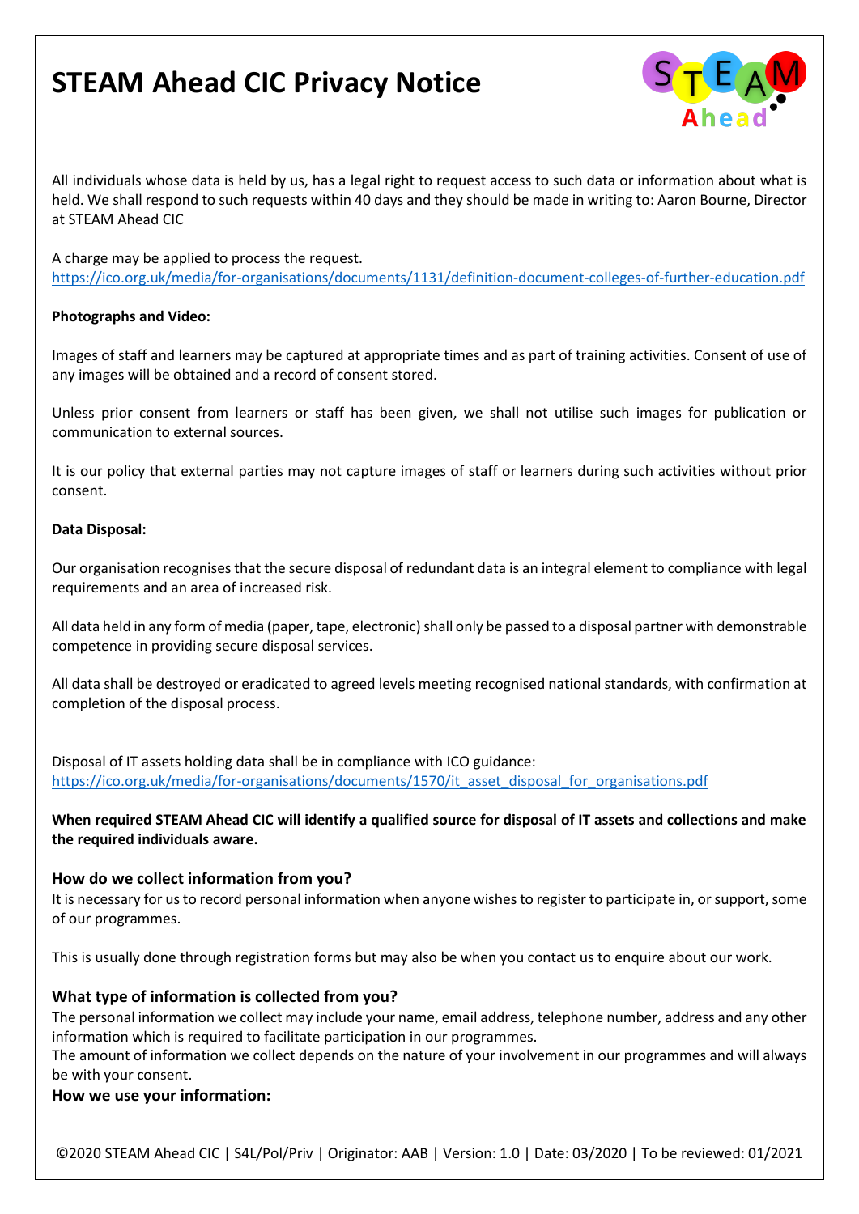# STEAM Ahead CIC Privacy Notice

All individuals whose data is held by us, has a legal right to request access to such data or information about what is held. We shall respond to such requests within 40 days and they should be made in writing to: Aaron Bourne, Director at STEAM Ahead CIC

A charge may be applied to process the request.
https://ico.org.uk/media/for-organisations/documents/1131/definition-document-colleges-of-further-education.pdf

**Photographs and Video:**

Images of staff and learners may be captured at appropriate times and as part of training activities. Consent of use of any images will be obtained and a record of consent stored.

Unless prior consent from learners or staff has been given, we shall not utilise such images for publication or communication to external sources.

It is our policy that external parties may not capture images of staff or learners during such activities without prior consent.

**Data Disposal:**

Our organisation recognises that the secure disposal of redundant data is an integral element to compliance with legal requirements and an area of increased risk.

All data held in any form of media (paper, tape, electronic) shall only be passed to a disposal partner with demonstrable competence in providing secure disposal services.

All data shall be destroyed or eradicated to agreed levels meeting recognised national standards, with confirmation at completion of the disposal process.

Disposal of IT assets holding data shall be in compliance with ICO guidance:
https://ico.org.uk/media/for-organisations/documents/1570/it_asset_disposal_for_organisations.pdf

**When required STEAM Ahead CIC will identify a qualified source for disposal of IT assets and collections and make the required individuals aware.**

### How do we collect information from you?

It is necessary for us to record personal information when anyone wishes to register to participate in, or support, some of our programmes.

This is usually done through registration forms but may also be when you contact us to enquire about our work.

### What type of information is collected from you?

The personal information we collect may include your name, email address, telephone number, address and any other information which is required to facilitate participation in our programmes.
The amount of information we collect depends on the nature of your involvement in our programmes and will always be with your consent.

### How we use your information: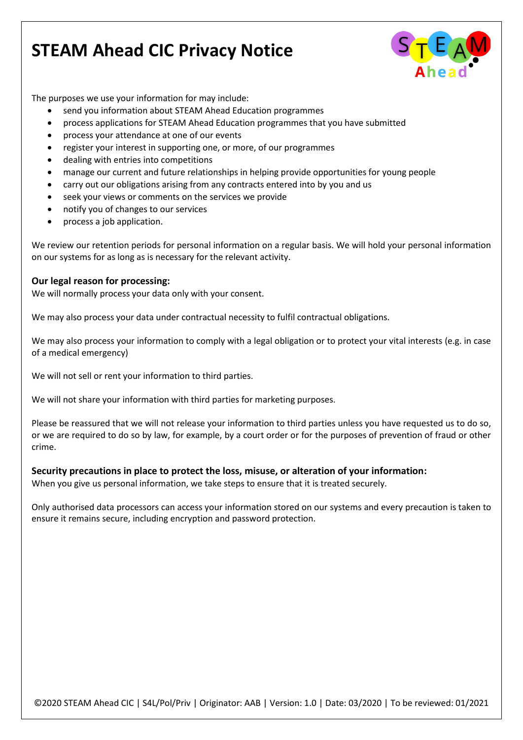# STEAM Ahead CIC Privacy Notice

The purposes we use your information for may include:

- send you information about STEAM Ahead Education programmes
- process applications for STEAM Ahead Education programmes that you have submitted
- process your attendance at one of our events
- register your interest in supporting one, or more, of our programmes
- dealing with entries into competitions
- manage our current and future relationships in helping provide opportunities for young people
- carry out our obligations arising from any contracts entered into by you and us
- seek your views or comments on the services we provide
- notify you of changes to our services
- process a job application.

We review our retention periods for personal information on a regular basis. We will hold your personal information on our systems for as long as is necessary for the relevant activity.

**Our legal reason for processing:**
We will normally process your data only with your consent.

We may also process your data under contractual necessity to fulfil contractual obligations.

We may also process your information to comply with a legal obligation or to protect your vital interests (e.g. in case of a medical emergency)

We will not sell or rent your information to third parties.

We will not share your information with third parties for marketing purposes.

Please be reassured that we will not release your information to third parties unless you have requested us to do so, or we are required to do so by law, for example, by a court order or for the purposes of prevention of fraud or other crime.

**Security precautions in place to protect the loss, misuse, or alteration of your information:**
When you give us personal information, we take steps to ensure that it is treated securely.

Only authorised data processors can access your information stored on our systems and every precaution is taken to ensure it remains secure, including encryption and password protection.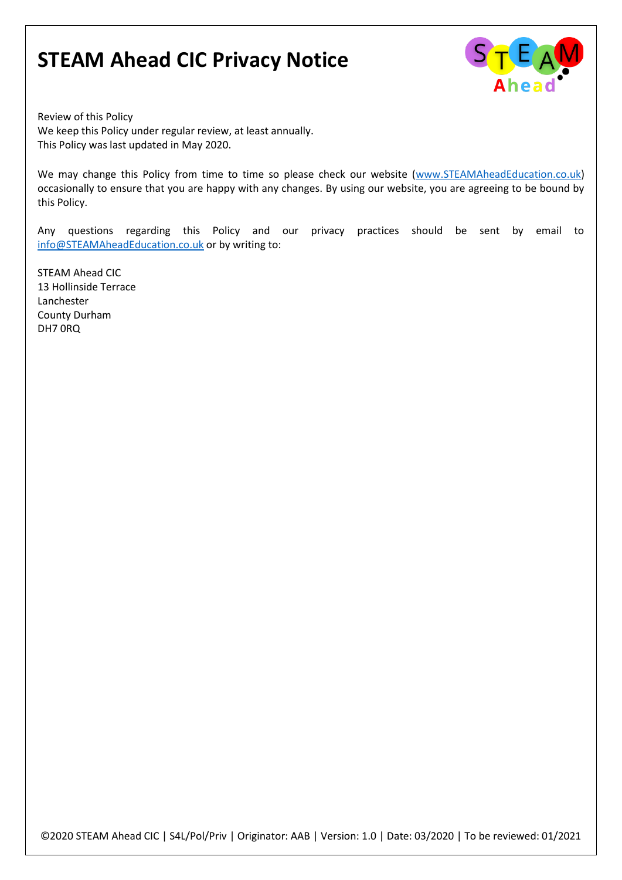# STEAM Ahead CIC Privacy Notice

Review of this Policy
We keep this Policy under regular review, at least annually.
This Policy was last updated in May 2020.

We may change this Policy from time to time so please check our website (www.STEAMAheadEducation.co.uk) occasionally to ensure that you are happy with any changes. By using our website, you are agreeing to be bound by this Policy.

Any questions regarding this Policy and our privacy practices should be sent by email to info@STEAMAheadEducation.co.uk or by writing to:

STEAM Ahead CIC
13 Hollinside Terrace
Lanchester
County Durham
DH7 0RQ